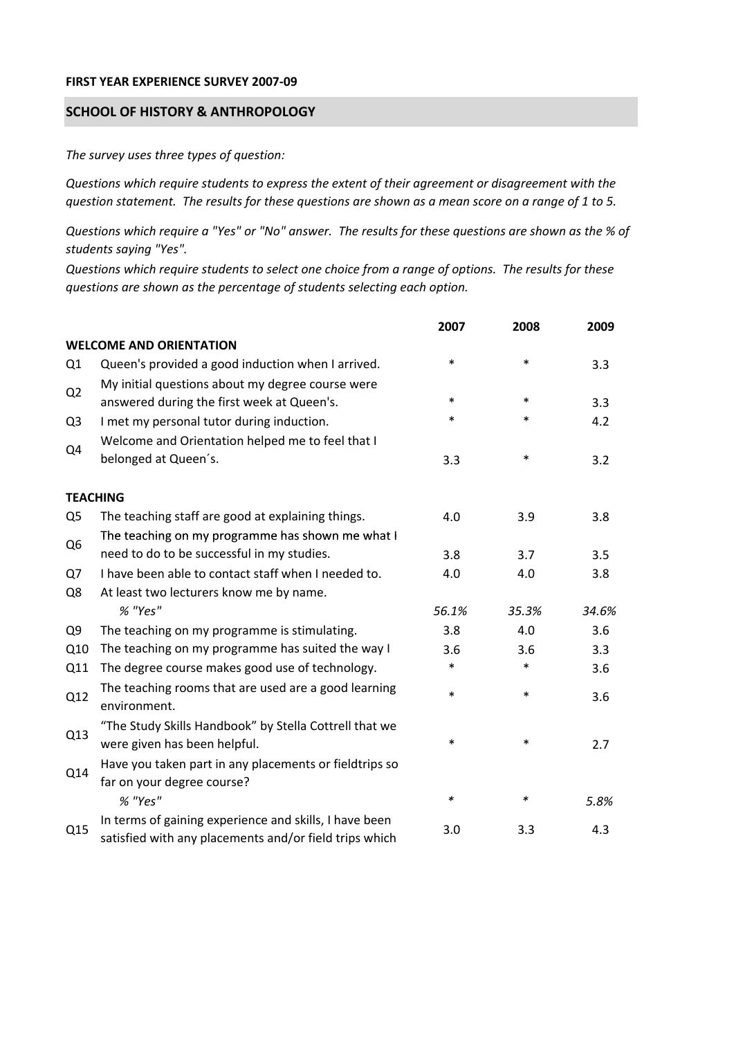**FIRST YEAR EXPERIENCE SURVEY 2007-09**

## SCHOOL OF HISTORY & ANTHROPOLOGY

*The survey uses three types of question:*

*Questions which require students to express the extent of their agreement or disagreement with the question statement. The results for these questions are shown as a mean score on a range of 1 to 5.*

*Questions which require a "Yes" or "No" answer. The results for these questions are shown as the % of students saying "Yes".*

*Questions which require students to select one choice from a range of options. The results for these questions are shown as the percentage of students selecting each option.*

| | | 2007 | 2008 | 2009 |
|---|---|---|---|---|
| **WELCOME AND ORIENTATION** | | | | |
| Q1 | Queen's provided a good induction when I arrived. | * | * | 3.3 |
| Q2 | My initial questions about my degree course were answered during the first week at Queen's. | * | * | 3.3 |
| Q3 | I met my personal tutor during induction. | * | * | 4.2 |
| Q4 | Welcome and Orientation helped me to feel that I belonged at Queen´s. | 3.3 | * | 3.2 |
| **TEACHING** | | | | |
| Q5 | The teaching staff are good at explaining things. | 4.0 | 3.9 | 3.8 |
| Q6 | The teaching on my programme has shown me what I need to do to be successful in my studies. | 3.8 | 3.7 | 3.5 |
| Q7 | I have been able to contact staff when I needed to. | 4.0 | 4.0 | 3.8 |
| Q8 | At least two lecturers know me by name. | | | |
| | *% "Yes"* | *56.1%* | *35.3%* | *34.6%* |
| Q9 | The teaching on my programme is stimulating. | 3.8 | 4.0 | 3.6 |
| Q10 | The teaching on my programme has suited the way I | 3.6 | 3.6 | 3.3 |
| Q11 | The degree course makes good use of technology. | * | * | 3.6 |
| Q12 | The teaching rooms that are used are a good learning environment. | * | * | 3.6 |
| Q13 | "The Study Skills Handbook" by Stella Cottrell that we were given has been helpful. | * | * | 2.7 |
| Q14 | Have you taken part in any placements or fieldtrips so far on your degree course? | | | |
| | *% "Yes"* | * | * | *5.8%* |
| Q15 | In terms of gaining experience and skills, I have been satisfied with any placements and/or field trips which | 3.0 | 3.3 | 4.3 |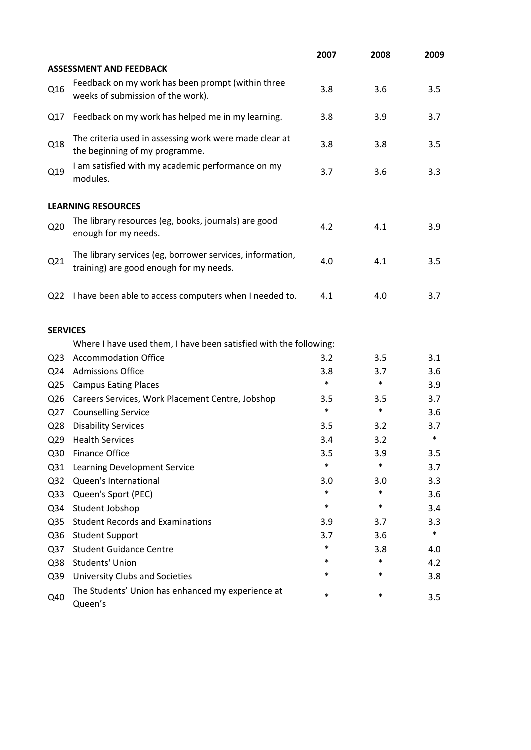| | | 2007 | 2008 | 2009 |
|---|---|---|---|---|
| **ASSESSMENT AND FEEDBACK** | | | | |
| Q16 | Feedback on my work has been prompt (within three weeks of submission of the work). | 3.8 | 3.6 | 3.5 |
| Q17 | Feedback on my work has helped me in my learning. | 3.8 | 3.9 | 3.7 |
| Q18 | The criteria used in assessing work were made clear at the beginning of my programme. | 3.8 | 3.8 | 3.5 |
| Q19 | I am satisfied with my academic performance on my modules. | 3.7 | 3.6 | 3.3 |
| **LEARNING RESOURCES** | | | | |
| Q20 | The library resources (eg, books, journals) are good enough for my needs. | 4.2 | 4.1 | 3.9 |
| Q21 | The library services (eg, borrower services, information, training) are good enough for my needs. | 4.0 | 4.1 | 3.5 |
| Q22 | I have been able to access computers when I needed to. | 4.1 | 4.0 | 3.7 |
| **SERVICES** | | | | |
| | Where I have used them, I have been satisfied with the following: | | | |
| Q23 | Accommodation Office | 3.2 | 3.5 | 3.1 |
| Q24 | Admissions Office | 3.8 | 3.7 | 3.6 |
| Q25 | Campus Eating Places | * | * | 3.9 |
| Q26 | Careers Services, Work Placement Centre, Jobshop | 3.5 | 3.5 | 3.7 |
| Q27 | Counselling Service | * | * | 3.6 |
| Q28 | Disability Services | 3.5 | 3.2 | 3.7 |
| Q29 | Health Services | 3.4 | 3.2 | * |
| Q30 | Finance Office | 3.5 | 3.9 | 3.5 |
| Q31 | Learning Development Service | * | * | 3.7 |
| Q32 | Queen's International | 3.0 | 3.0 | 3.3 |
| Q33 | Queen's Sport (PEC) | * | * | 3.6 |
| Q34 | Student Jobshop | * | * | 3.4 |
| Q35 | Student Records and Examinations | 3.9 | 3.7 | 3.3 |
| Q36 | Student Support | 3.7 | 3.6 | * |
| Q37 | Student Guidance Centre | * | 3.8 | 4.0 |
| Q38 | Students' Union | * | * | 4.2 |
| Q39 | University Clubs and Societies | * | * | 3.8 |
| Q40 | The Students' Union has enhanced my experience at Queen's | * | * | 3.5 |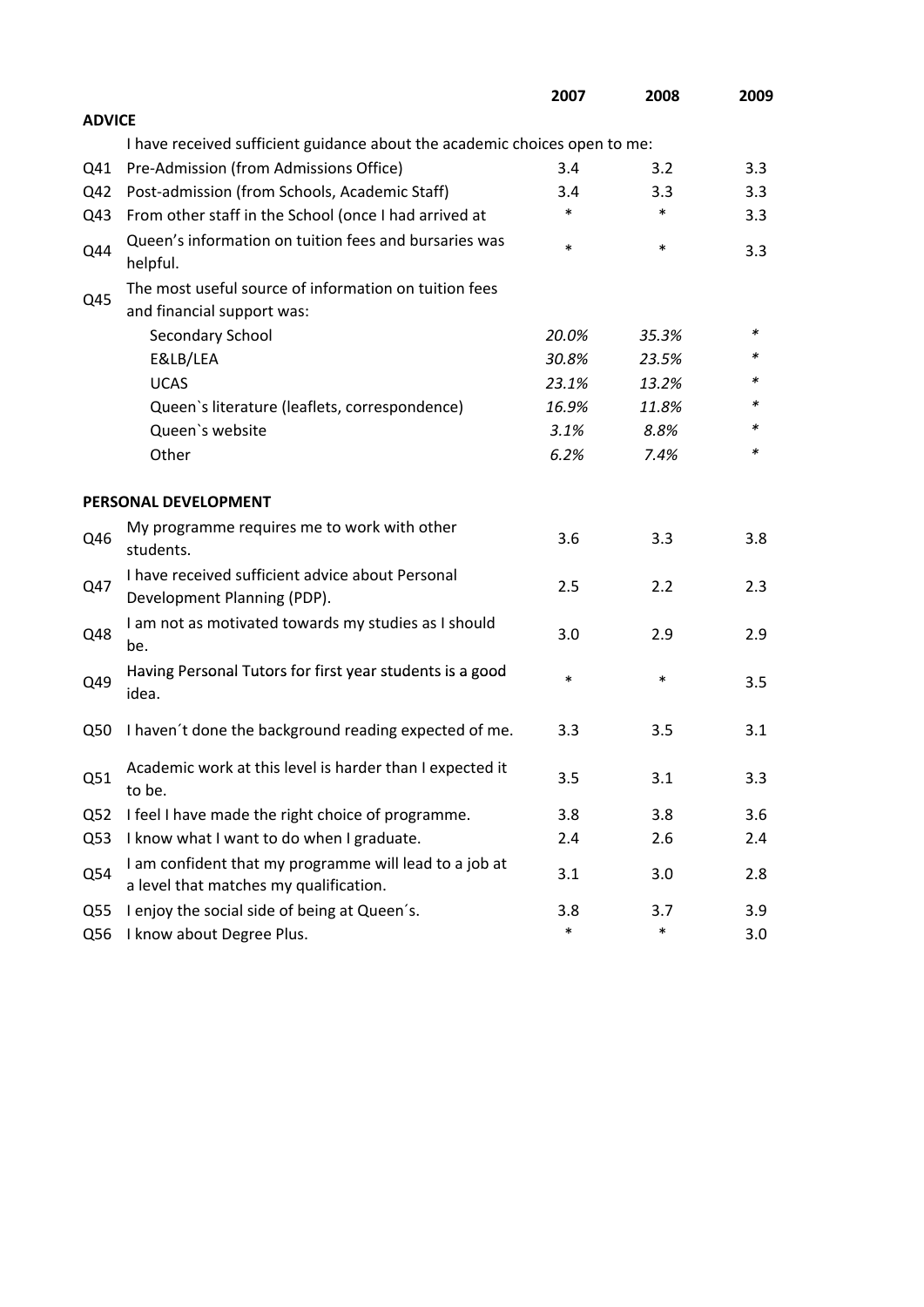| | | 2007 | 2008 | 2009 |
|---|---|---|---|---|
| **ADVICE** | | | | |
| | I have received sufficient guidance about the academic choices open to me: | | | |
| Q41 | Pre-Admission (from Admissions Office) | 3.4 | 3.2 | 3.3 |
| Q42 | Post-admission (from Schools, Academic Staff) | 3.4 | 3.3 | 3.3 |
| Q43 | From other staff in the School (once I had arrived at | * | * | 3.3 |
| Q44 | Queen's information on tuition fees and bursaries was helpful. | * | * | 3.3 |
| Q45 | The most useful source of information on tuition fees and financial support was: | | | |
| | Secondary School | *20.0%* | *35.3%* | * |
| | E&LB/LEA | *30.8%* | *23.5%* | * |
| | UCAS | *23.1%* | *13.2%* | * |
| | Queen`s literature (leaflets, correspondence) | *16.9%* | *11.8%* | * |
| | Queen`s website | *3.1%* | *8.8%* | * |
| | Other | *6.2%* | *7.4%* | * |
| **PERSONAL DEVELOPMENT** | | | | |
| Q46 | My programme requires me to work with other students. | 3.6 | 3.3 | 3.8 |
| Q47 | I have received sufficient advice about Personal Development Planning (PDP). | 2.5 | 2.2 | 2.3 |
| Q48 | I am not as motivated towards my studies as I should be. | 3.0 | 2.9 | 2.9 |
| Q49 | Having Personal Tutors for first year students is a good idea. | * | * | 3.5 |
| Q50 | I haven´t done the background reading expected of me. | 3.3 | 3.5 | 3.1 |
| Q51 | Academic work at this level is harder than I expected it to be. | 3.5 | 3.1 | 3.3 |
| Q52 | I feel I have made the right choice of programme. | 3.8 | 3.8 | 3.6 |
| Q53 | I know what I want to do when I graduate. | 2.4 | 2.6 | 2.4 |
| Q54 | I am confident that my programme will lead to a job at a level that matches my qualification. | 3.1 | 3.0 | 2.8 |
| Q55 | I enjoy the social side of being at Queen´s. | 3.8 | 3.7 | 3.9 |
| Q56 | I know about Degree Plus. | * | * | 3.0 |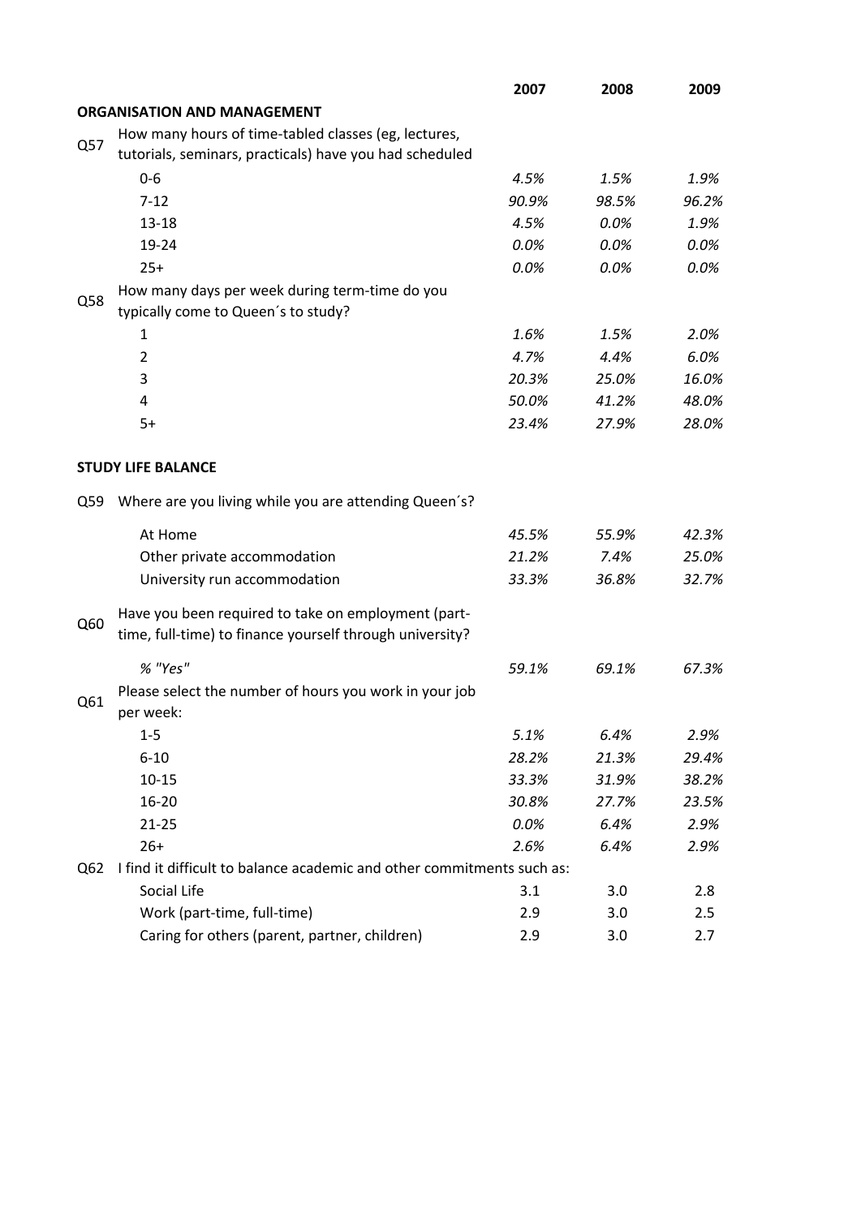| | | 2007 | 2008 | 2009 |
|---|---|---|---|---|
| | **ORGANISATION AND MANAGEMENT** | | | |
| Q57 | How many hours of time-tabled classes (eg, lectures, tutorials, seminars, practicals) have you had scheduled | | | |
| | 0-6 | *4.5%* | *1.5%* | *1.9%* |
| | 7-12 | *90.9%* | *98.5%* | *96.2%* |
| | 13-18 | *4.5%* | *0.0%* | *1.9%* |
| | 19-24 | *0.0%* | *0.0%* | *0.0%* |
| | 25+ | *0.0%* | *0.0%* | *0.0%* |
| Q58 | How many days per week during term-time do you typically come to Queen´s to study? | | | |
| | 1 | *1.6%* | *1.5%* | *2.0%* |
| | 2 | *4.7%* | *4.4%* | *6.0%* |
| | 3 | *20.3%* | *25.0%* | *16.0%* |
| | 4 | *50.0%* | *41.2%* | *48.0%* |
| | 5+ | *23.4%* | *27.9%* | *28.0%* |
| | **STUDY LIFE BALANCE** | | | |
| Q59 | Where are you living while you are attending Queen´s? | | | |
| | At Home | *45.5%* | *55.9%* | *42.3%* |
| | Other private accommodation | *21.2%* | *7.4%* | *25.0%* |
| | University run accommodation | *33.3%* | *36.8%* | *32.7%* |
| Q60 | Have you been required to take on employment (part-time, full-time) to finance yourself through university? | | | |
| | *% "Yes"* | *59.1%* | *69.1%* | *67.3%* |
| Q61 | Please select the number of hours you work in your job per week: | | | |
| | 1-5 | *5.1%* | *6.4%* | *2.9%* |
| | 6-10 | *28.2%* | *21.3%* | *29.4%* |
| | 10-15 | *33.3%* | *31.9%* | *38.2%* |
| | 16-20 | *30.8%* | *27.7%* | *23.5%* |
| | 21-25 | *0.0%* | *6.4%* | *2.9%* |
| | 26+ | *2.6%* | *6.4%* | *2.9%* |
| Q62 | I find it difficult to balance academic and other commitments such as: | | | |
| | Social Life | 3.1 | 3.0 | 2.8 |
| | Work (part-time, full-time) | 2.9 | 3.0 | 2.5 |
| | Caring for others (parent, partner, children) | 2.9 | 3.0 | 2.7 |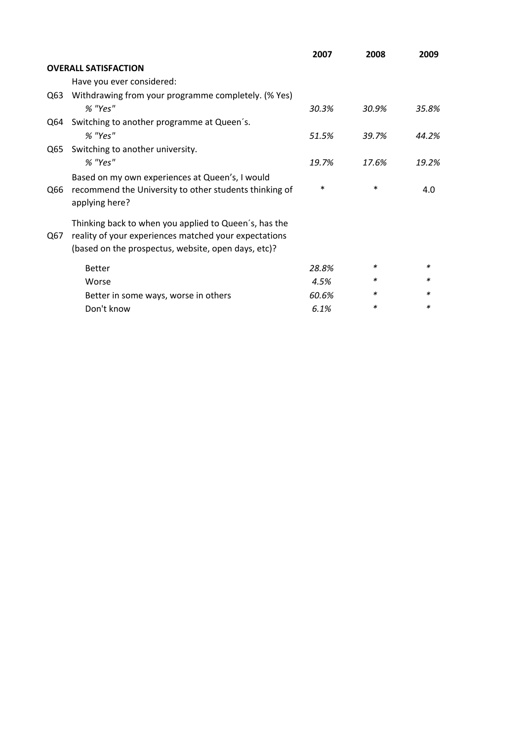| | | 2007 | 2008 | 2009 |
|---|---|---|---|---|
| **OVERALL SATISFACTION** | | | | |
| | Have you ever considered: | | | |
| Q63 | Withdrawing from your programme completely. (% Yes) | | | |
| | *% "Yes"* | *30.3%* | *30.9%* | *35.8%* |
| Q64 | Switching to another programme at Queen´s. | | | |
| | *% "Yes"* | *51.5%* | *39.7%* | *44.2%* |
| Q65 | Switching to another university. | | | |
| | *% "Yes"* | *19.7%* | *17.6%* | *19.2%* |
| Q66 | Based on my own experiences at Queen’s, I would recommend the University to other students thinking of applying here? | * | * | 4.0 |
| Q67 | Thinking back to when you applied to Queen´s, has the reality of your experiences matched your expectations (based on the prospectus, website, open days, etc)? | | | |
| | Better | *28.8%* | * | * |
| | Worse | *4.5%* | * | * |
| | Better in some ways, worse in others | *60.6%* | * | * |
| | Don't know | *6.1%* | * | * |